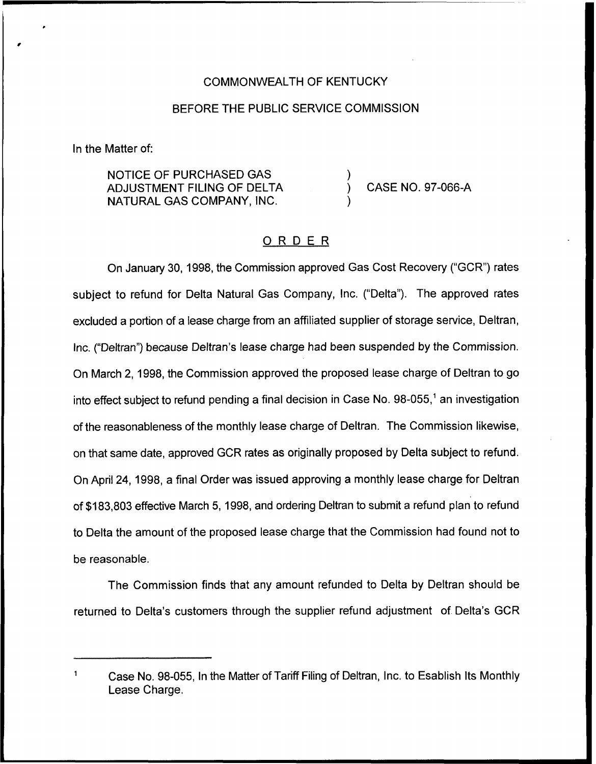COMMONWEALTH OF KENTUCKY

BEFORE THE PUBLIC SERVICE COMMISSION

In the Matter of:

NOTICE OF PURCHASED GAS ADJUSTMENT FILING OF DELTA NATURAL GAS COMPANY, INC. ) CASE NO. 97-066-A

## ORDER

On January 30, 1998, the Commission approved Gas Cost Recovery ("GCR") rates subject to refund for Delta Natural Gas Company, Inc. ("Delta"). The approved rates excluded a portion of a lease charge from an affiliated supplier of storage service, Deltran, Inc. ("Deltran") because Deltran's lease charge had been suspended by the Commission. On March 2, 1998, the Commission approved the proposed lease charge of Deltran to go into effect subject to refund pending a final decision in Case No. 98-055,[1] an investigation of the reasonableness of the monthly lease charge of Deltran. The Commission likewise, on that same date, approved GCR rates as originally proposed by Delta subject to refund. On April 24, 1998, a final Order was issued approving a monthly lease charge for Deltran of $183,803 effective March 5, 1998, and ordering Deltran to submit a refund plan to refund to Delta the amount of the proposed lease charge that the Commission had found not to be reasonable.

The Commission finds that any amount refunded to Delta by Deltran should be returned to Delta's customers through the supplier refund adjustment of Delta's GCR

[1] Case No. 98-055, In the Matter of Tariff Filing of Deltran, Inc. to Esablish Its Monthly Lease Charge.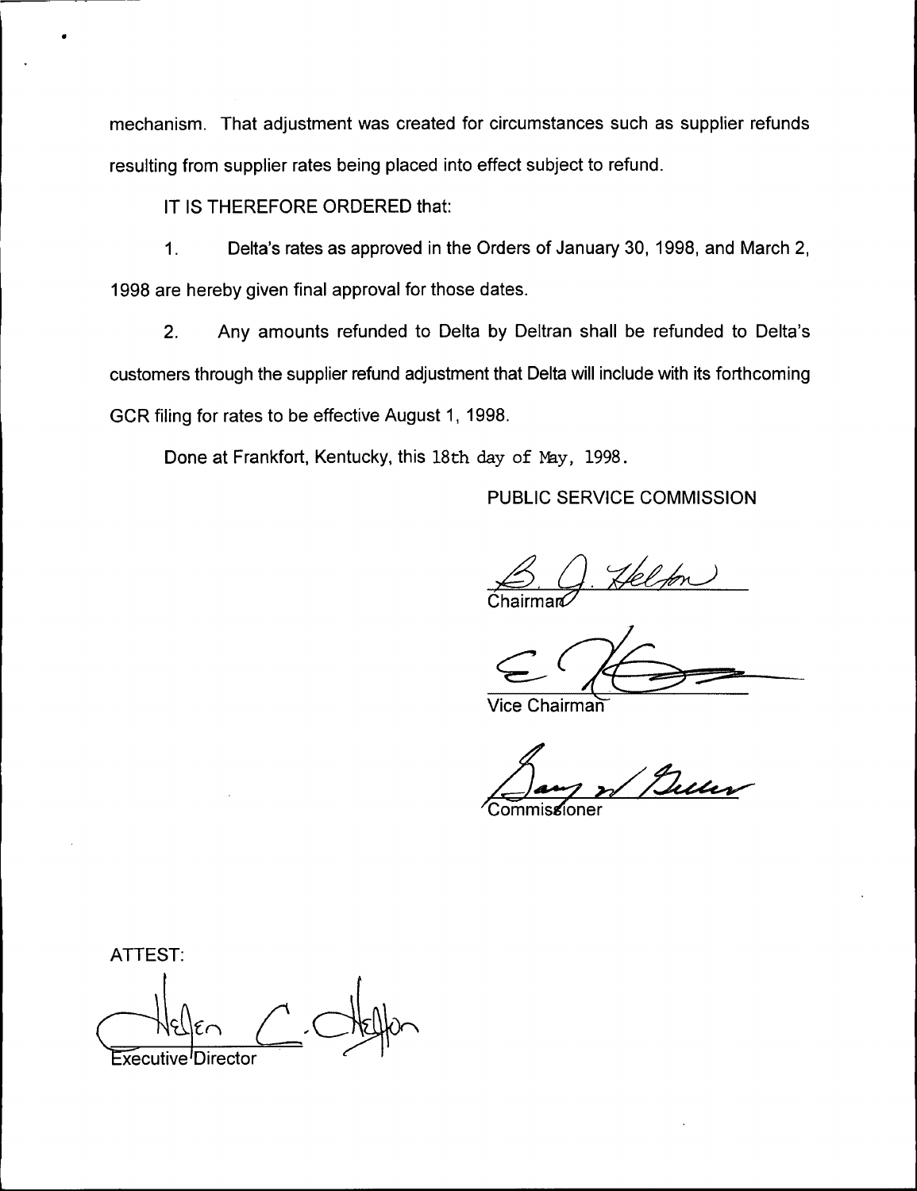mechanism. That adjustment was created for circumstances such as supplier refunds resulting from supplier rates being placed into effect subject to refund.

IT IS THEREFORE ORDERED that:

1. Delta's rates as approved in the Orders of January 30, 1998, and March 2, 1998 are hereby given final approval for those dates.

2. Any amounts refunded to Delta by Deltran shall be refunded to Delta's customers through the supplier refund adjustment that Delta will include with its forthcoming GCR filing for rates to be effective August 1, 1998.

Done at Frankfort, Kentucky, this 18th day of May, 1998.

PUBLIC SERVICE COMMISSION

Chairman

Vice Chairman

Commissioner

ATTEST:

Executive Director